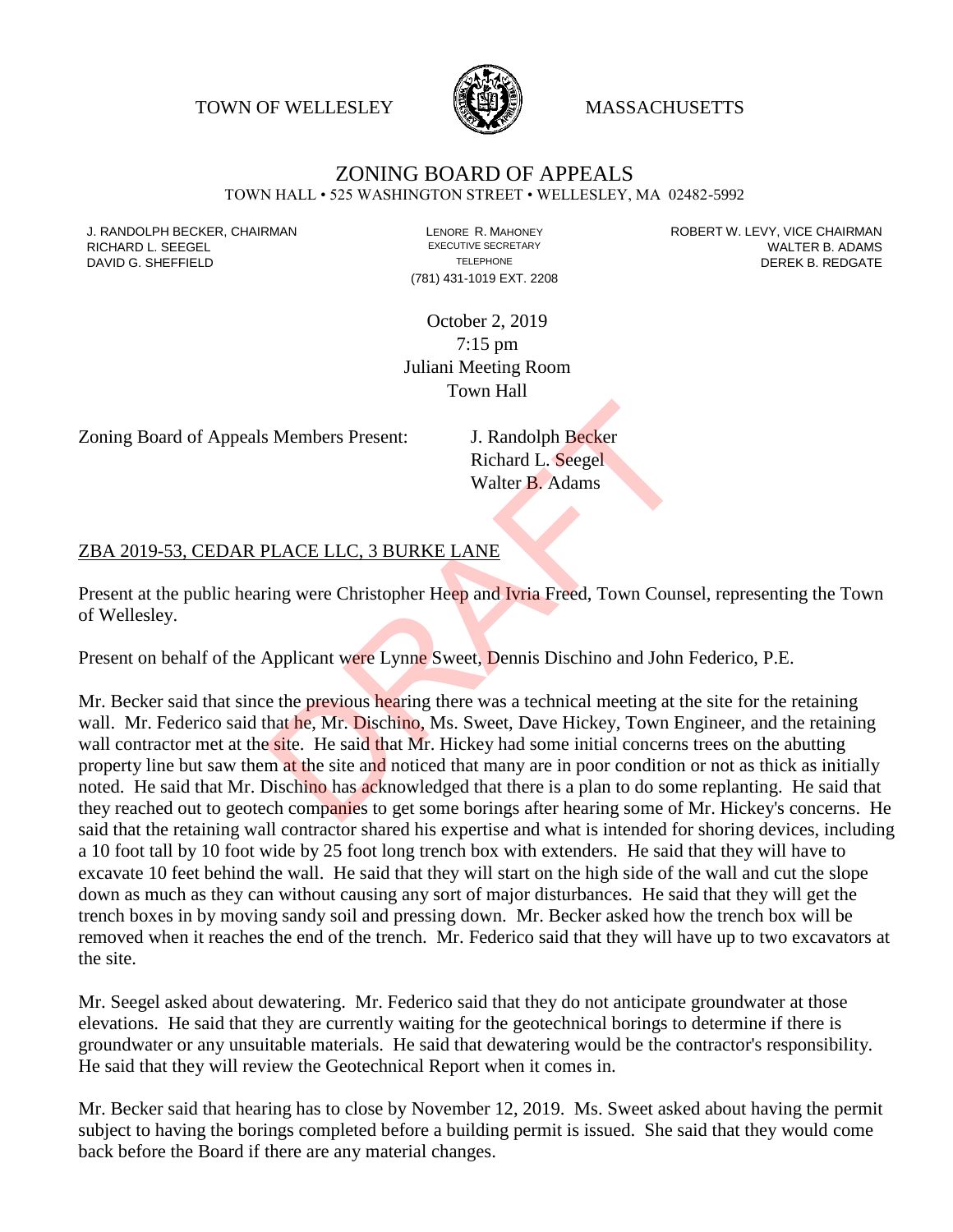TOWN OF WELLESLEY MASSACHUSETTS

# ZONING BOARD OF APPEALS

TOWN HALL • 525 WASHINGTON STREET • WELLESLEY, MA 02482-5992

J. RANDOLPH BECKER, CHAIRMAN
RICHARD L. SEEGEL
DAVID G. SHEFFIELD

LENORE R. MAHONEY
EXECUTIVE SECRETARY
TELEPHONE
(781) 431-1019 EXT. 2208

ROBERT W. LEVY, VICE CHAIRMAN
WALTER B. ADAMS
DEREK B. REDGATE

October 2, 2019
7:15 pm
Juliani Meeting Room
Town Hall

Zoning Board of Appeals Members Present: J. Randolph Becker
Richard L. Seegel
Walter B. Adams

ZBA 2019-53, CEDAR PLACE LLC, 3 BURKE LANE

Present at the public hearing were Christopher Heep and Ivria Freed, Town Counsel, representing the Town of Wellesley.

Present on behalf of the Applicant were Lynne Sweet, Dennis Dischino and John Federico, P.E.

Mr. Becker said that since the previous hearing there was a technical meeting at the site for the retaining wall. Mr. Federico said that he, Mr. Dischino, Ms. Sweet, Dave Hickey, Town Engineer, and the retaining wall contractor met at the site. He said that Mr. Hickey had some initial concerns trees on the abutting property line but saw them at the site and noticed that many are in poor condition or not as thick as initially noted. He said that Mr. Dischino has acknowledged that there is a plan to do some replanting. He said that they reached out to geotech companies to get some borings after hearing some of Mr. Hickey's concerns. He said that the retaining wall contractor shared his expertise and what is intended for shoring devices, including a 10 foot tall by 10 foot wide by 25 foot long trench box with extenders. He said that they will have to excavate 10 feet behind the wall. He said that they will start on the high side of the wall and cut the slope down as much as they can without causing any sort of major disturbances. He said that they will get the trench boxes in by moving sandy soil and pressing down. Mr. Becker asked how the trench box will be removed when it reaches the end of the trench. Mr. Federico said that they will have up to two excavators at the site.

Mr. Seegel asked about dewatering. Mr. Federico said that they do not anticipate groundwater at those elevations. He said that they are currently waiting for the geotechnical borings to determine if there is groundwater or any unsuitable materials. He said that dewatering would be the contractor's responsibility. He said that they will review the Geotechnical Report when it comes in.

Mr. Becker said that hearing has to close by November 12, 2019. Ms. Sweet asked about having the permit subject to having the borings completed before a building permit is issued. She said that they would come back before the Board if there are any material changes.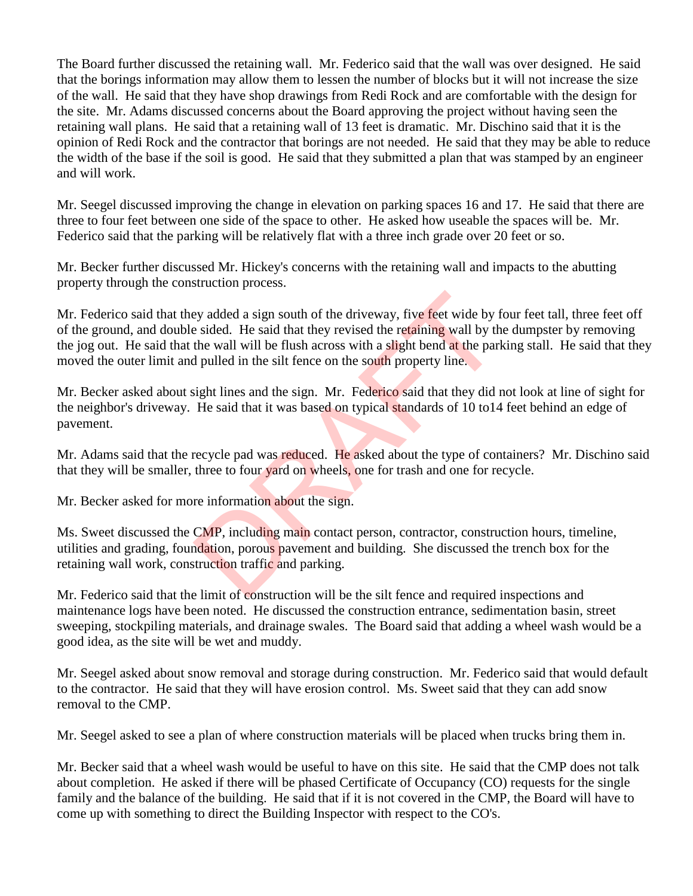The Board further discussed the retaining wall. Mr. Federico said that the wall was over designed. He said that the borings information may allow them to lessen the number of blocks but it will not increase the size of the wall. He said that they have shop drawings from Redi Rock and are comfortable with the design for the site. Mr. Adams discussed concerns about the Board approving the project without having seen the retaining wall plans. He said that a retaining wall of 13 feet is dramatic. Mr. Dischino said that it is the opinion of Redi Rock and the contractor that borings are not needed. He said that they may be able to reduce the width of the base if the soil is good. He said that they submitted a plan that was stamped by an engineer and will work.

Mr. Seegel discussed improving the change in elevation on parking spaces 16 and 17. He said that there are three to four feet between one side of the space to other. He asked how useable the spaces will be. Mr. Federico said that the parking will be relatively flat with a three inch grade over 20 feet or so.

Mr. Becker further discussed Mr. Hickey's concerns with the retaining wall and impacts to the abutting property through the construction process.

Mr. Federico said that they added a sign south of the driveway, five feet wide by four feet tall, three feet off of the ground, and double sided. He said that they revised the retaining wall by the dumpster by removing the jog out. He said that the wall will be flush across with a slight bend at the parking stall. He said that they moved the outer limit and pulled in the silt fence on the south property line.

Mr. Becker asked about sight lines and the sign. Mr. Federico said that they did not look at line of sight for the neighbor's driveway. He said that it was based on typical standards of 10 to14 feet behind an edge of pavement.

Mr. Adams said that the recycle pad was reduced. He asked about the type of containers? Mr. Dischino said that they will be smaller, three to four yard on wheels, one for trash and one for recycle.

Mr. Becker asked for more information about the sign.

Ms. Sweet discussed the CMP, including main contact person, contractor, construction hours, timeline, utilities and grading, foundation, porous pavement and building. She discussed the trench box for the retaining wall work, construction traffic and parking.

Mr. Federico said that the limit of construction will be the silt fence and required inspections and maintenance logs have been noted. He discussed the construction entrance, sedimentation basin, street sweeping, stockpiling materials, and drainage swales. The Board said that adding a wheel wash would be a good idea, as the site will be wet and muddy.

Mr. Seegel asked about snow removal and storage during construction. Mr. Federico said that would default to the contractor. He said that they will have erosion control. Ms. Sweet said that they can add snow removal to the CMP.

Mr. Seegel asked to see a plan of where construction materials will be placed when trucks bring them in.

Mr. Becker said that a wheel wash would be useful to have on this site. He said that the CMP does not talk about completion. He asked if there will be phased Certificate of Occupancy (CO) requests for the single family and the balance of the building. He said that if it is not covered in the CMP, the Board will have to come up with something to direct the Building Inspector with respect to the CO's.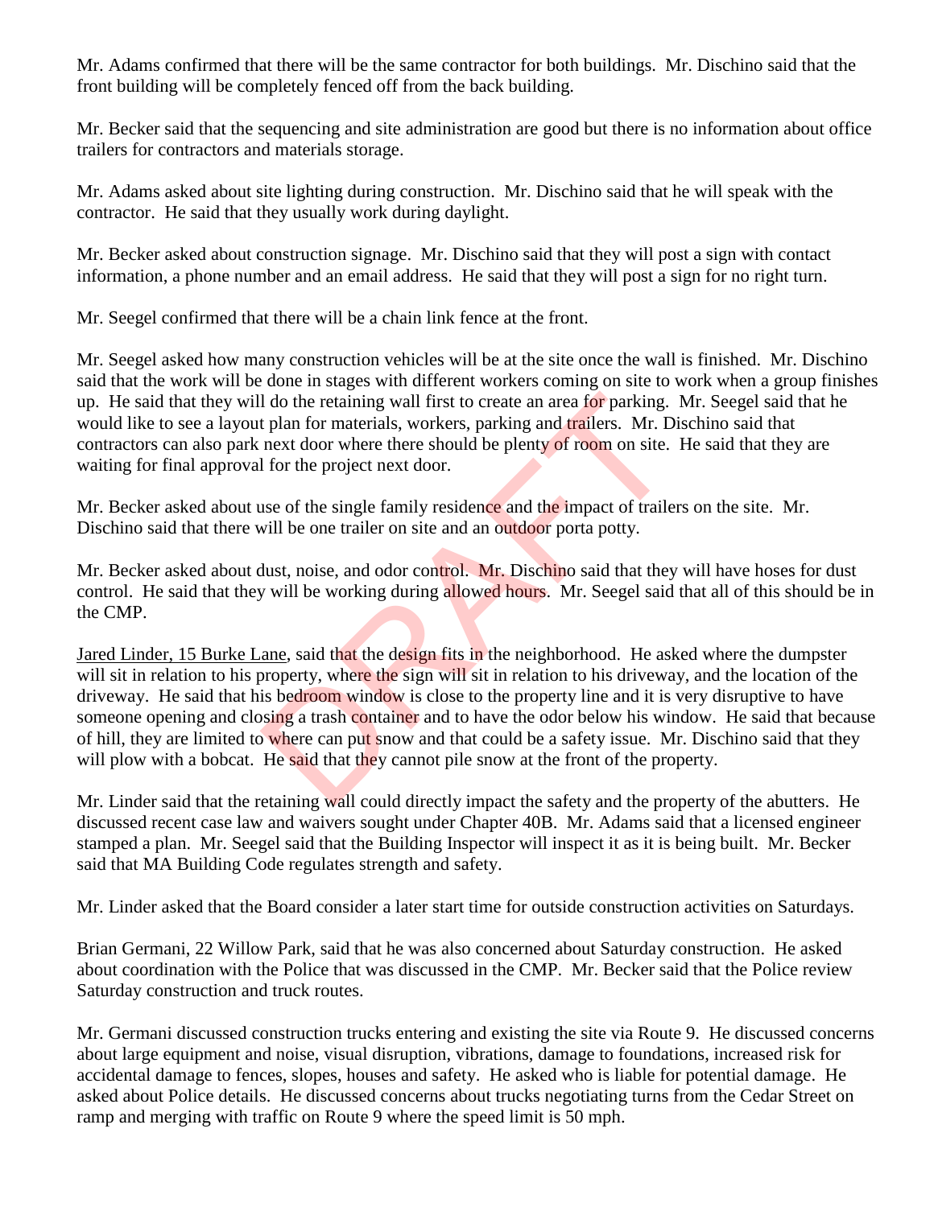Mr. Adams confirmed that there will be the same contractor for both buildings. Mr. Dischino said that the front building will be completely fenced off from the back building.

Mr. Becker said that the sequencing and site administration are good but there is no information about office trailers for contractors and materials storage.

Mr. Adams asked about site lighting during construction. Mr. Dischino said that he will speak with the contractor. He said that they usually work during daylight.

Mr. Becker asked about construction signage. Mr. Dischino said that they will post a sign with contact information, a phone number and an email address. He said that they will post a sign for no right turn.

Mr. Seegel confirmed that there will be a chain link fence at the front.

Mr. Seegel asked how many construction vehicles will be at the site once the wall is finished. Mr. Dischino said that the work will be done in stages with different workers coming on site to work when a group finishes up. He said that they will do the retaining wall first to create an area for parking. Mr. Seegel said that he would like to see a layout plan for materials, workers, parking and trailers. Mr. Dischino said that contractors can also park next door where there should be plenty of room on site. He said that they are waiting for final approval for the project next door.

Mr. Becker asked about use of the single family residence and the impact of trailers on the site. Mr. Dischino said that there will be one trailer on site and an outdoor porta potty.

Mr. Becker asked about dust, noise, and odor control. Mr. Dischino said that they will have hoses for dust control. He said that they will be working during allowed hours. Mr. Seegel said that all of this should be in the CMP.

Jared Linder, 15 Burke Lane, said that the design fits in the neighborhood. He asked where the dumpster will sit in relation to his property, where the sign will sit in relation to his driveway, and the location of the driveway. He said that his bedroom window is close to the property line and it is very disruptive to have someone opening and closing a trash container and to have the odor below his window. He said that because of hill, they are limited to where can put snow and that could be a safety issue. Mr. Dischino said that they will plow with a bobcat. He said that they cannot pile snow at the front of the property.

Mr. Linder said that the retaining wall could directly impact the safety and the property of the abutters. He discussed recent case law and waivers sought under Chapter 40B. Mr. Adams said that a licensed engineer stamped a plan. Mr. Seegel said that the Building Inspector will inspect it as it is being built. Mr. Becker said that MA Building Code regulates strength and safety.

Mr. Linder asked that the Board consider a later start time for outside construction activities on Saturdays.

Brian Germani, 22 Willow Park, said that he was also concerned about Saturday construction. He asked about coordination with the Police that was discussed in the CMP. Mr. Becker said that the Police review Saturday construction and truck routes.

Mr. Germani discussed construction trucks entering and existing the site via Route 9. He discussed concerns about large equipment and noise, visual disruption, vibrations, damage to foundations, increased risk for accidental damage to fences, slopes, houses and safety. He asked who is liable for potential damage. He asked about Police details. He discussed concerns about trucks negotiating turns from the Cedar Street on ramp and merging with traffic on Route 9 where the speed limit is 50 mph.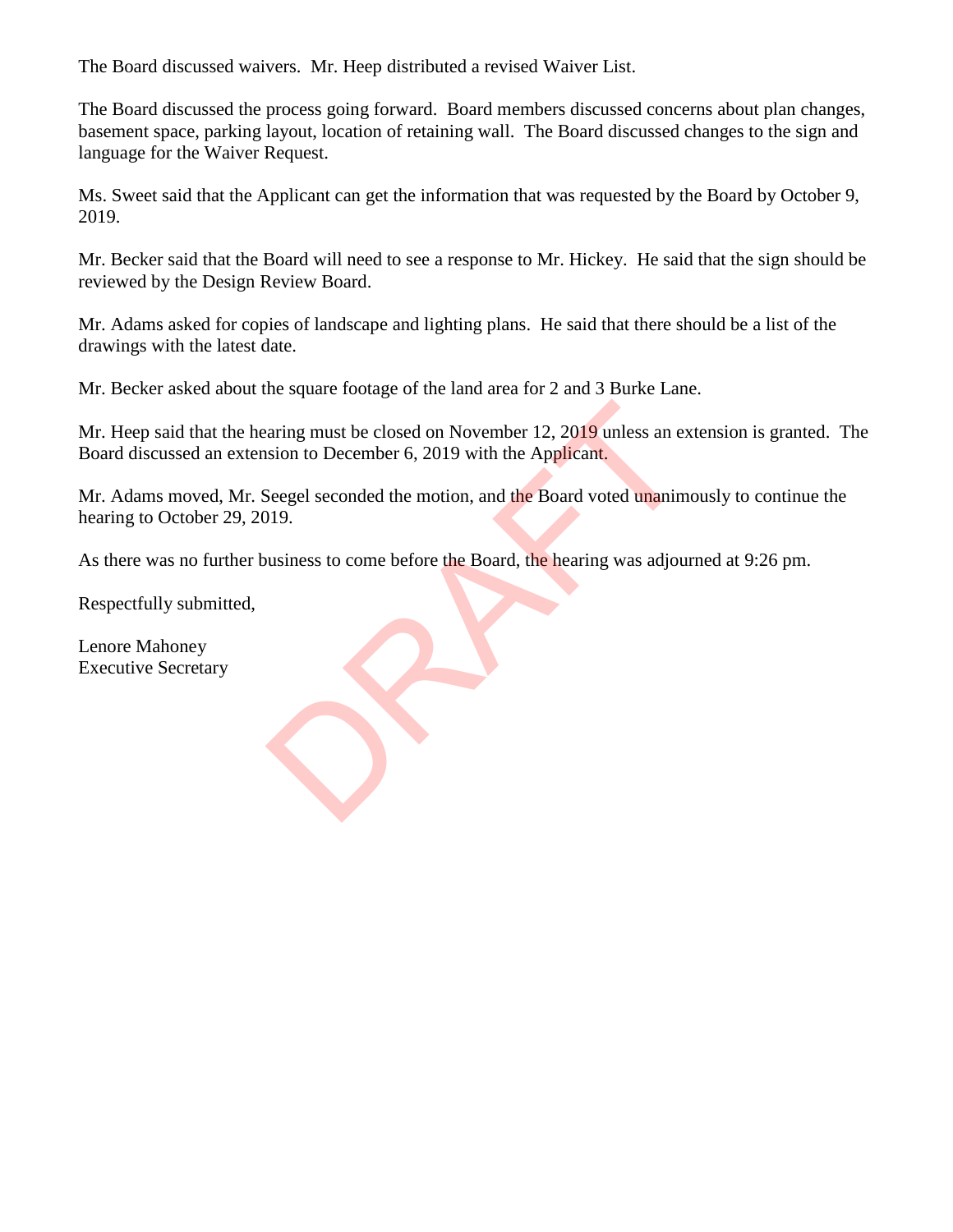The Board discussed waivers. Mr. Heep distributed a revised Waiver List.

The Board discussed the process going forward. Board members discussed concerns about plan changes, basement space, parking layout, location of retaining wall. The Board discussed changes to the sign and language for the Waiver Request.

Ms. Sweet said that the Applicant can get the information that was requested by the Board by October 9, 2019.

Mr. Becker said that the Board will need to see a response to Mr. Hickey. He said that the sign should be reviewed by the Design Review Board.

Mr. Adams asked for copies of landscape and lighting plans. He said that there should be a list of the drawings with the latest date.

Mr. Becker asked about the square footage of the land area for 2 and 3 Burke Lane.

Mr. Heep said that the hearing must be closed on November 12, 2019 unless an extension is granted. The Board discussed an extension to December 6, 2019 with the Applicant.

Mr. Adams moved, Mr. Seegel seconded the motion, and the Board voted unanimously to continue the hearing to October 29, 2019.

As there was no further business to come before the Board, the hearing was adjourned at 9:26 pm.

Respectfully submitted,

Lenore Mahoney
Executive Secretary

DRAFT